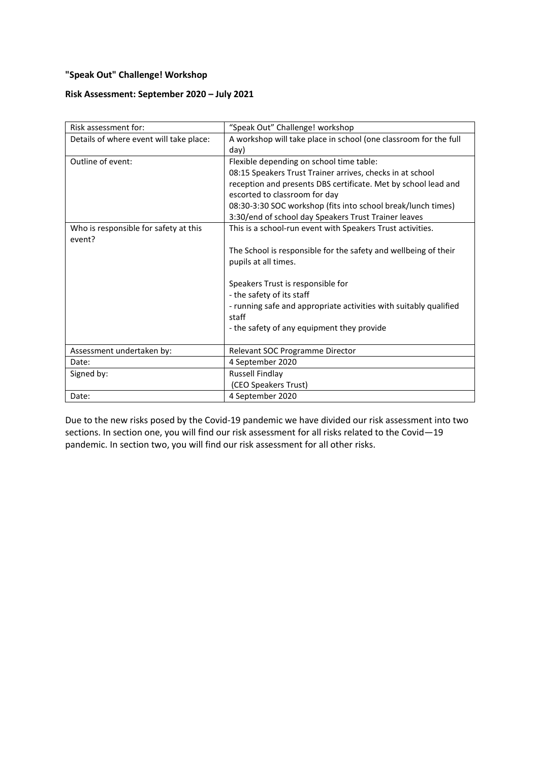**"Speak Out" Challenge! Workshop**

**Risk Assessment: September 2020 – July 2021**

| Risk assessment for: | "Speak Out" Challenge! workshop |
|---|---|
| Details of where event will take place: | A workshop will take place in school (one classroom for the full day) |
| Outline of event: | Flexible depending on school time table:<br>08:15 Speakers Trust Trainer arrives, checks in at school reception and presents DBS certificate. Met by school lead and escorted to classroom for day<br>08:30-3:30 SOC workshop (fits into school break/lunch times)<br>3:30/end of school day Speakers Trust Trainer leaves |
| Who is responsible for safety at this event? | This is a school-run event with Speakers Trust activities.<br><br>The School is responsible for the safety and wellbeing of their pupils at all times.<br><br>Speakers Trust is responsible for<br>- the safety of its staff<br>- running safe and appropriate activities with suitably qualified staff<br>- the safety of any equipment they provide |
| Assessment undertaken by: | Relevant SOC Programme Director |
| Date: | 4 September 2020 |
| Signed by: | Russell Findlay<br>(CEO Speakers Trust) |
| Date: | 4 September 2020 |

Due to the new risks posed by the Covid-19 pandemic we have divided our risk assessment into two sections. In section one, you will find our risk assessment for all risks related to the Covid—19 pandemic. In section two, you will find our risk assessment for all other risks.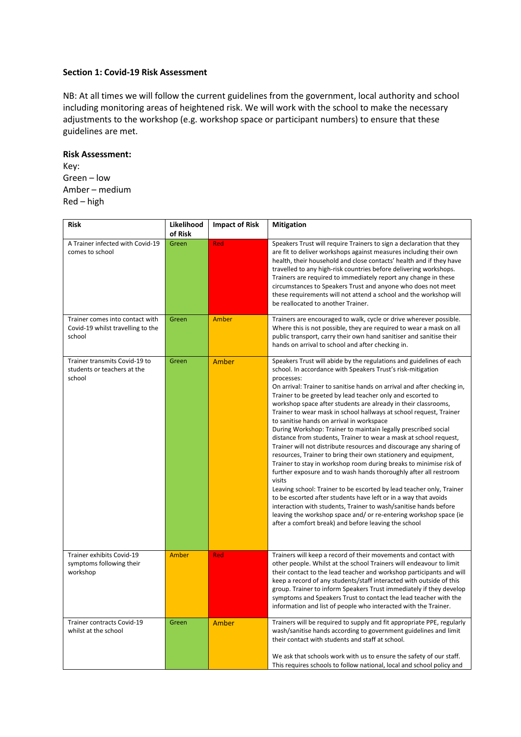**Section 1: Covid-19 Risk Assessment**

NB: At all times we will follow the current guidelines from the government, local authority and school including monitoring areas of heightened risk. We will work with the school to make the necessary adjustments to the workshop (e.g. workshop space or participant numbers) to ensure that these guidelines are met.

**Risk Assessment:**

Key:
Green – low
Amber – medium
Red – high

| Risk | Likelihood of Risk | Impact of Risk | Mitigation |
|---|---|---|---|
| A Trainer infected with Covid-19 comes to school | Green | Red | Speakers Trust will require Trainers to sign a declaration that they are fit to deliver workshops against measures including their own health, their household and close contacts' health and if they have travelled to any high-risk countries before delivering workshops. Trainers are required to immediately report any change in these circumstances to Speakers Trust and anyone who does not meet these requirements will not attend a school and the workshop will be reallocated to another Trainer. |
| Trainer comes into contact with Covid-19 whilst travelling to the school | Green | Amber | Trainers are encouraged to walk, cycle or drive wherever possible. Where this is not possible, they are required to wear a mask on all public transport, carry their own hand sanitiser and sanitise their hands on arrival to school and after checking in. |
| Trainer transmits Covid-19 to students or teachers at the school | Green | Amber | Speakers Trust will abide by the regulations and guidelines of each school. In accordance with Speakers Trust's risk-mitigation processes:<br>On arrival: Trainer to sanitise hands on arrival and after checking in, Trainer to be greeted by lead teacher only and escorted to workshop space after students are already in their classrooms, Trainer to wear mask in school hallways at school request, Trainer to sanitise hands on arrival in workspace<br>During Workshop: Trainer to maintain legally prescribed social distance from students, Trainer to wear a mask at school request, Trainer will not distribute resources and discourage any sharing of resources, Trainer to bring their own stationery and equipment, Trainer to stay in workshop room during breaks to minimise risk of further exposure and to wash hands thoroughly after all restroom visits<br>Leaving school: Trainer to be escorted by lead teacher only, Trainer to be escorted after students have left or in a way that avoids interaction with students, Trainer to wash/sanitise hands before leaving the workshop space and/ or re-entering workshop space (ie after a comfort break) and before leaving the school |
| Trainer exhibits Covid-19 symptoms following their workshop | Amber | Red | Trainers will keep a record of their movements and contact with other people. Whilst at the school Trainers will endeavour to limit their contact to the lead teacher and workshop participants and will keep a record of any students/staff interacted with outside of this group. Trainer to inform Speakers Trust immediately if they develop symptoms and Speakers Trust to contact the lead teacher with the information and list of people who interacted with the Trainer. |
| Trainer contracts Covid-19 whilst at the school | Green | Amber | Trainers will be required to supply and fit appropriate PPE, regularly wash/sanitise hands according to government guidelines and limit their contact with students and staff at school.<br><br>We ask that schools work with us to ensure the safety of our staff. This requires schools to follow national, local and school policy and |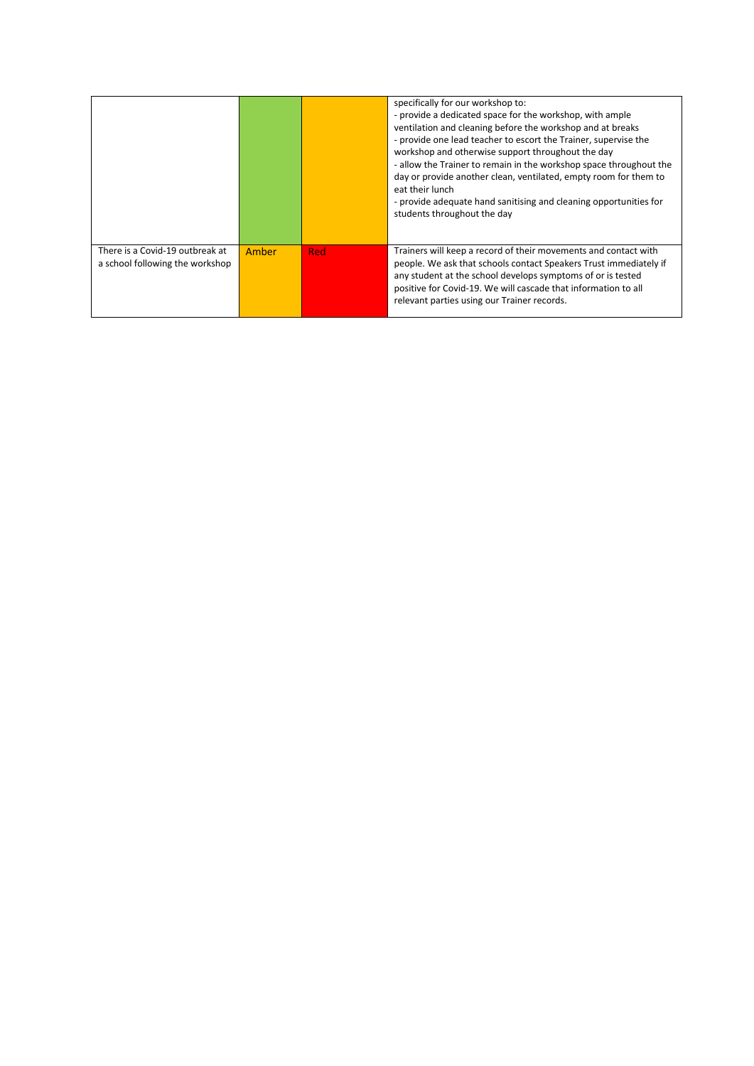| | | | |
|---|---|---|---|
| | | | specifically for our workshop to:<br>- provide a dedicated space for the workshop, with ample ventilation and cleaning before the workshop and at breaks<br>- provide one lead teacher to escort the Trainer, supervise the workshop and otherwise support throughout the day<br>- allow the Trainer to remain in the workshop space throughout the day or provide another clean, ventilated, empty room for them to eat their lunch<br>- provide adequate hand sanitising and cleaning opportunities for students throughout the day |
| There is a Covid-19 outbreak at a school following the workshop | Amber | Red | Trainers will keep a record of their movements and contact with people. We ask that schools contact Speakers Trust immediately if any student at the school develops symptoms of or is tested positive for Covid-19. We will cascade that information to all relevant parties using our Trainer records. |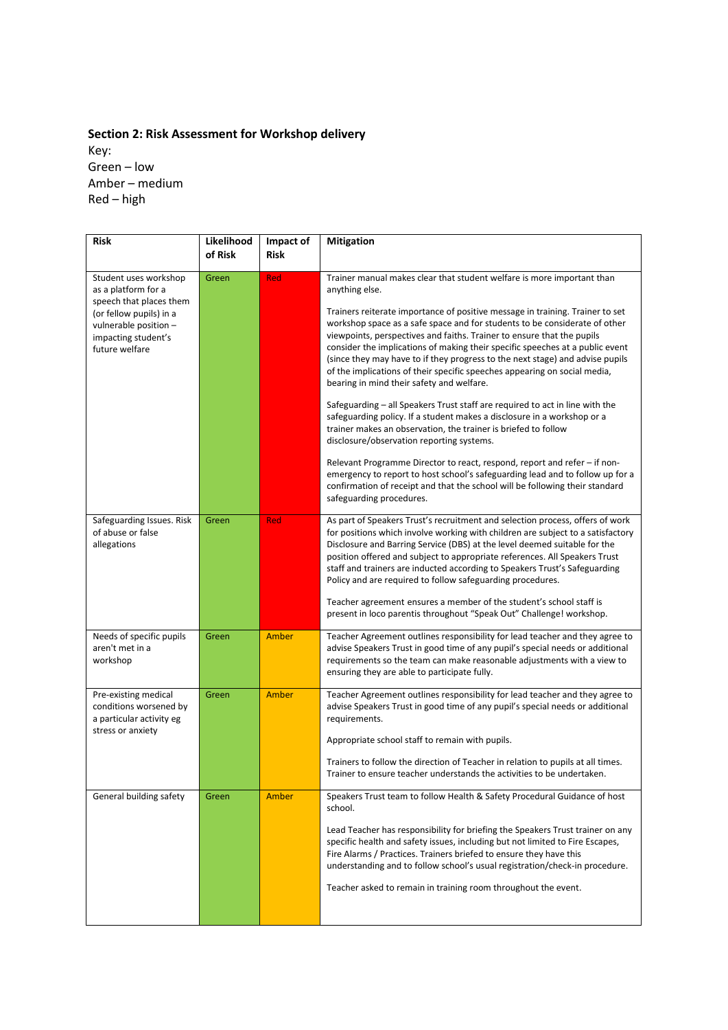**Section 2: Risk Assessment for Workshop delivery**

Key:
Green – low
Amber – medium
Red – high

| Risk | Likelihood of Risk | Impact of Risk | Mitigation |
|---|---|---|---|
| Student uses workshop as a platform for a speech that places them (or fellow pupils) in a vulnerable position – impacting student's future welfare | Green | Red | Trainer manual makes clear that student welfare is more important than anything else.<br><br>Trainers reiterate importance of positive message in training. Trainer to set workshop space as a safe space and for students to be considerate of other viewpoints, perspectives and faiths. Trainer to ensure that the pupils consider the implications of making their specific speeches at a public event (since they may have to if they progress to the next stage) and advise pupils of the implications of their specific speeches appearing on social media, bearing in mind their safety and welfare.<br><br>Safeguarding – all Speakers Trust staff are required to act in line with the safeguarding policy. If a student makes a disclosure in a workshop or a trainer makes an observation, the trainer is briefed to follow disclosure/observation reporting systems.<br><br>Relevant Programme Director to react, respond, report and refer – if non-emergency to report to host school's safeguarding lead and to follow up for a confirmation of receipt and that the school will be following their standard safeguarding procedures. |
| Safeguarding Issues. Risk of abuse or false allegations | Green | Red | As part of Speakers Trust's recruitment and selection process, offers of work for positions which involve working with children are subject to a satisfactory Disclosure and Barring Service (DBS) at the level deemed suitable for the position offered and subject to appropriate references. All Speakers Trust staff and trainers are inducted according to Speakers Trust's Safeguarding Policy and are required to follow safeguarding procedures.<br><br>Teacher agreement ensures a member of the student's school staff is present in loco parentis throughout "Speak Out" Challenge! workshop. |
| Needs of specific pupils aren't met in a workshop | Green | Amber | Teacher Agreement outlines responsibility for lead teacher and they agree to advise Speakers Trust in good time of any pupil's special needs or additional requirements so the team can make reasonable adjustments with a view to ensuring they are able to participate fully. |
| Pre-existing medical conditions worsened by a particular activity eg stress or anxiety | Green | Amber | Teacher Agreement outlines responsibility for lead teacher and they agree to advise Speakers Trust in good time of any pupil's special needs or additional requirements.<br><br>Appropriate school staff to remain with pupils.<br><br>Trainers to follow the direction of Teacher in relation to pupils at all times. Trainer to ensure teacher understands the activities to be undertaken. |
| General building safety | Green | Amber | Speakers Trust team to follow Health & Safety Procedural Guidance of host school.<br><br>Lead Teacher has responsibility for briefing the Speakers Trust trainer on any specific health and safety issues, including but not limited to Fire Escapes, Fire Alarms / Practices. Trainers briefed to ensure they have this understanding and to follow school's usual registration/check-in procedure.<br><br>Teacher asked to remain in training room throughout the event. |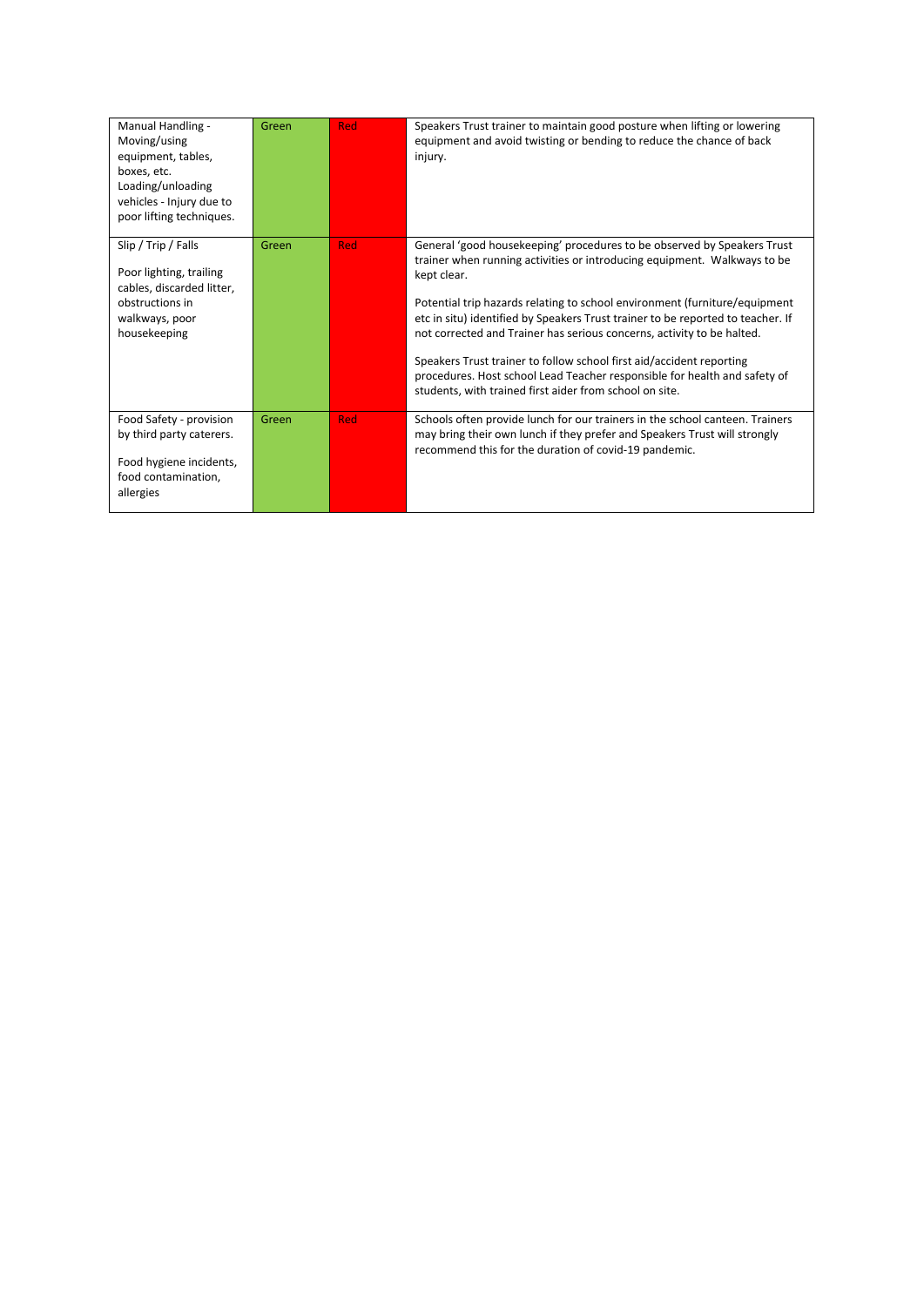| | | | |
|---|---|---|---|
| Manual Handling - Moving/using equipment, tables, boxes, etc. Loading/unloading vehicles - Injury due to poor lifting techniques. | Green | Red | Speakers Trust trainer to maintain good posture when lifting or lowering equipment and avoid twisting or bending to reduce the chance of back injury. |
| Slip / Trip / Falls<br><br>Poor lighting, trailing cables, discarded litter, obstructions in walkways, poor housekeeping | Green | Red | General 'good housekeeping' procedures to be observed by Speakers Trust trainer when running activities or introducing equipment. Walkways to be kept clear.<br><br>Potential trip hazards relating to school environment (furniture/equipment etc in situ) identified by Speakers Trust trainer to be reported to teacher. If not corrected and Trainer has serious concerns, activity to be halted.<br><br>Speakers Trust trainer to follow school first aid/accident reporting procedures. Host school Lead Teacher responsible for health and safety of students, with trained first aider from school on site. |
| Food Safety - provision by third party caterers.<br><br>Food hygiene incidents, food contamination, allergies | Green | Red | Schools often provide lunch for our trainers in the school canteen. Trainers may bring their own lunch if they prefer and Speakers Trust will strongly recommend this for the duration of covid-19 pandemic. |